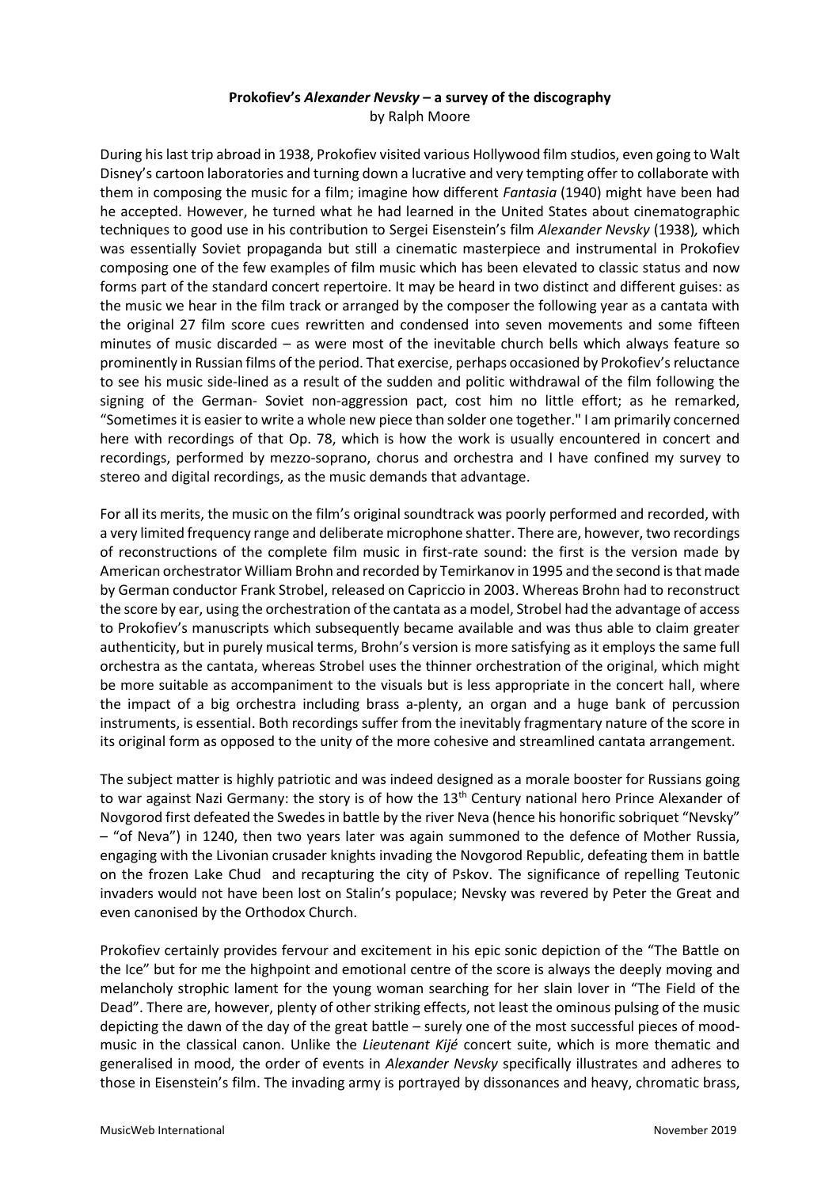**Prokofiev's *Alexander Nevsky* – a survey of the discography**
by Ralph Moore

During his last trip abroad in 1938, Prokofiev visited various Hollywood film studios, even going to Walt Disney's cartoon laboratories and turning down a lucrative and very tempting offer to collaborate with them in composing the music for a film; imagine how different *Fantasia* (1940) might have been had he accepted. However, he turned what he had learned in the United States about cinematographic techniques to good use in his contribution to Sergei Eisenstein's film *Alexander Nevsky* (1938), which was essentially Soviet propaganda but still a cinematic masterpiece and instrumental in Prokofiev composing one of the few examples of film music which has been elevated to classic status and now forms part of the standard concert repertoire. It may be heard in two distinct and different guises: as the music we hear in the film track or arranged by the composer the following year as a cantata with the original 27 film score cues rewritten and condensed into seven movements and some fifteen minutes of music discarded – as were most of the inevitable church bells which always feature so prominently in Russian films of the period. That exercise, perhaps occasioned by Prokofiev's reluctance to see his music side-lined as a result of the sudden and politic withdrawal of the film following the signing of the German- Soviet non-aggression pact, cost him no little effort; as he remarked, "Sometimes it is easier to write a whole new piece than solder one together." I am primarily concerned here with recordings of that Op. 78, which is how the work is usually encountered in concert and recordings, performed by mezzo-soprano, chorus and orchestra and I have confined my survey to stereo and digital recordings, as the music demands that advantage.

For all its merits, the music on the film's original soundtrack was poorly performed and recorded, with a very limited frequency range and deliberate microphone shatter. There are, however, two recordings of reconstructions of the complete film music in first-rate sound: the first is the version made by American orchestrator William Brohn and recorded by Temirkanov in 1995 and the second is that made by German conductor Frank Strobel, released on Capriccio in 2003. Whereas Brohn had to reconstruct the score by ear, using the orchestration of the cantata as a model, Strobel had the advantage of access to Prokofiev's manuscripts which subsequently became available and was thus able to claim greater authenticity, but in purely musical terms, Brohn's version is more satisfying as it employs the same full orchestra as the cantata, whereas Strobel uses the thinner orchestration of the original, which might be more suitable as accompaniment to the visuals but is less appropriate in the concert hall, where the impact of a big orchestra including brass a-plenty, an organ and a huge bank of percussion instruments, is essential. Both recordings suffer from the inevitably fragmentary nature of the score in its original form as opposed to the unity of the more cohesive and streamlined cantata arrangement.

The subject matter is highly patriotic and was indeed designed as a morale booster for Russians going to war against Nazi Germany: the story is of how the 13th Century national hero Prince Alexander of Novgorod first defeated the Swedes in battle by the river Neva (hence his honorific sobriquet "Nevsky" – "of Neva") in 1240, then two years later was again summoned to the defence of Mother Russia, engaging with the Livonian crusader knights invading the Novgorod Republic, defeating them in battle on the frozen Lake Chud and recapturing the city of Pskov. The significance of repelling Teutonic invaders would not have been lost on Stalin's populace; Nevsky was revered by Peter the Great and even canonised by the Orthodox Church.

Prokofiev certainly provides fervour and excitement in his epic sonic depiction of the "The Battle on the Ice" but for me the highpoint and emotional centre of the score is always the deeply moving and melancholy strophic lament for the young woman searching for her slain lover in "The Field of the Dead". There are, however, plenty of other striking effects, not least the ominous pulsing of the music depicting the dawn of the day of the great battle – surely one of the most successful pieces of mood-music in the classical canon. Unlike the *Lieutenant Kijé* concert suite, which is more thematic and generalised in mood, the order of events in *Alexander Nevsky* specifically illustrates and adheres to those in Eisenstein's film. The invading army is portrayed by dissonances and heavy, chromatic brass,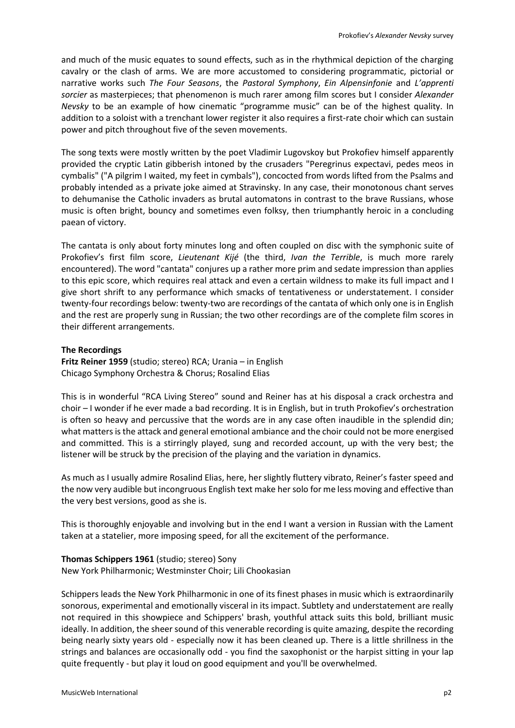and much of the music equates to sound effects, such as in the rhythmical depiction of the charging cavalry or the clash of arms. We are more accustomed to considering programmatic, pictorial or narrative works such *The Four Seasons*, the *Pastoral Symphony*, *Ein Alpensinfonie* and *L'apprenti sorcier* as masterpieces; that phenomenon is much rarer among film scores but I consider *Alexander Nevsky* to be an example of how cinematic "programme music" can be of the highest quality. In addition to a soloist with a trenchant lower register it also requires a first-rate choir which can sustain power and pitch throughout five of the seven movements.

The song texts were mostly written by the poet Vladimir Lugovskoy but Prokofiev himself apparently provided the cryptic Latin gibberish intoned by the crusaders "Peregrinus expectavi, pedes meos in cymbalis" ("A pilgrim I waited, my feet in cymbals"), concocted from words lifted from the Psalms and probably intended as a private joke aimed at Stravinsky. In any case, their monotonous chant serves to dehumanise the Catholic invaders as brutal automatons in contrast to the brave Russians, whose music is often bright, bouncy and sometimes even folksy, then triumphantly heroic in a concluding paean of victory.

The cantata is only about forty minutes long and often coupled on disc with the symphonic suite of Prokofiev's first film score, *Lieutenant Kijé* (the third, *Ivan the Terrible*, is much more rarely encountered). The word "cantata" conjures up a rather more prim and sedate impression than applies to this epic score, which requires real attack and even a certain wildness to make its full impact and I give short shrift to any performance which smacks of tentativeness or understatement. I consider twenty-four recordings below: twenty-two are recordings of the cantata of which only one is in English and the rest are properly sung in Russian; the two other recordings are of the complete film scores in their different arrangements.

**The Recordings**

**Fritz Reiner 1959** (studio; stereo) RCA; Urania – in English
Chicago Symphony Orchestra & Chorus; Rosalind Elias

This is in wonderful "RCA Living Stereo" sound and Reiner has at his disposal a crack orchestra and choir – I wonder if he ever made a bad recording. It is in English, but in truth Prokofiev's orchestration is often so heavy and percussive that the words are in any case often inaudible in the splendid din; what matters is the attack and general emotional ambiance and the choir could not be more energised and committed. This is a stirringly played, sung and recorded account, up with the very best; the listener will be struck by the precision of the playing and the variation in dynamics.

As much as I usually admire Rosalind Elias, here, her slightly fluttery vibrato, Reiner's faster speed and the now very audible but incongruous English text make her solo for me less moving and effective than the very best versions, good as she is.

This is thoroughly enjoyable and involving but in the end I want a version in Russian with the Lament taken at a statelier, more imposing speed, for all the excitement of the performance.

**Thomas Schippers 1961** (studio; stereo) Sony
New York Philharmonic; Westminster Choir; Lili Chookasian

Schippers leads the New York Philharmonic in one of its finest phases in music which is extraordinarily sonorous, experimental and emotionally visceral in its impact. Subtlety and understatement are really not required in this showpiece and Schippers' brash, youthful attack suits this bold, brilliant music ideally. In addition, the sheer sound of this venerable recording is quite amazing, despite the recording being nearly sixty years old - especially now it has been cleaned up. There is a little shrillness in the strings and balances are occasionally odd - you find the saxophonist or the harpist sitting in your lap quite frequently - but play it loud on good equipment and you'll be overwhelmed.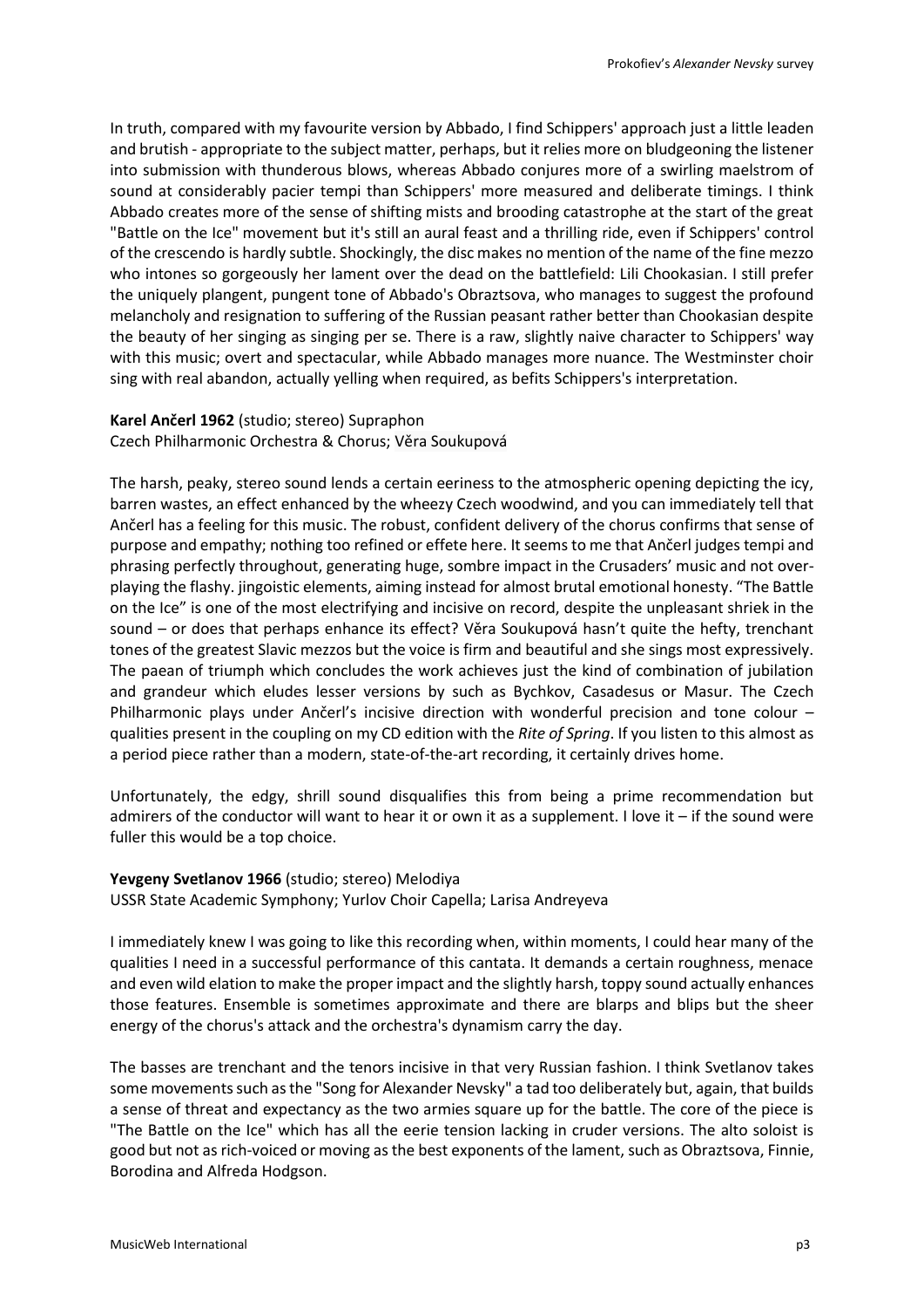In truth, compared with my favourite version by Abbado, I find Schippers' approach just a little leaden and brutish - appropriate to the subject matter, perhaps, but it relies more on bludgeoning the listener into submission with thunderous blows, whereas Abbado conjures more of a swirling maelstrom of sound at considerably pacier tempi than Schippers' more measured and deliberate timings. I think Abbado creates more of the sense of shifting mists and brooding catastrophe at the start of the great "Battle on the Ice" movement but it's still an aural feast and a thrilling ride, even if Schippers' control of the crescendo is hardly subtle. Shockingly, the disc makes no mention of the name of the fine mezzo who intones so gorgeously her lament over the dead on the battlefield: Lili Chookasian. I still prefer the uniquely plangent, pungent tone of Abbado's Obraztsova, who manages to suggest the profound melancholy and resignation to suffering of the Russian peasant rather better than Chookasian despite the beauty of her singing as singing per se. There is a raw, slightly naive character to Schippers' way with this music; overt and spectacular, while Abbado manages more nuance. The Westminster choir sing with real abandon, actually yelling when required, as befits Schippers's interpretation.

**Karel Ančerl 1962** (studio; stereo) Supraphon
Czech Philharmonic Orchestra & Chorus; Věra Soukupová

The harsh, peaky, stereo sound lends a certain eeriness to the atmospheric opening depicting the icy, barren wastes, an effect enhanced by the wheezy Czech woodwind, and you can immediately tell that Ančerl has a feeling for this music. The robust, confident delivery of the chorus confirms that sense of purpose and empathy; nothing too refined or effete here. It seems to me that Ančerl judges tempi and phrasing perfectly throughout, generating huge, sombre impact in the Crusaders' music and not over-playing the flashy. jingoistic elements, aiming instead for almost brutal emotional honesty. "The Battle on the Ice" is one of the most electrifying and incisive on record, despite the unpleasant shriek in the sound – or does that perhaps enhance its effect? Věra Soukupová hasn't quite the hefty, trenchant tones of the greatest Slavic mezzos but the voice is firm and beautiful and she sings most expressively. The paean of triumph which concludes the work achieves just the kind of combination of jubilation and grandeur which eludes lesser versions by such as Bychkov, Casadesus or Masur. The Czech Philharmonic plays under Ančerl's incisive direction with wonderful precision and tone colour – qualities present in the coupling on my CD edition with the *Rite of Spring*. If you listen to this almost as a period piece rather than a modern, state-of-the-art recording, it certainly drives home.

Unfortunately, the edgy, shrill sound disqualifies this from being a prime recommendation but admirers of the conductor will want to hear it or own it as a supplement. I love it – if the sound were fuller this would be a top choice.

**Yevgeny Svetlanov 1966** (studio; stereo) Melodiya
USSR State Academic Symphony; Yurlov Choir Capella; Larisa Andreyeva

I immediately knew I was going to like this recording when, within moments, I could hear many of the qualities I need in a successful performance of this cantata. It demands a certain roughness, menace and even wild elation to make the proper impact and the slightly harsh, toppy sound actually enhances those features. Ensemble is sometimes approximate and there are blarps and blips but the sheer energy of the chorus's attack and the orchestra's dynamism carry the day.

The basses are trenchant and the tenors incisive in that very Russian fashion. I think Svetlanov takes some movements such as the "Song for Alexander Nevsky" a tad too deliberately but, again, that builds a sense of threat and expectancy as the two armies square up for the battle. The core of the piece is "The Battle on the Ice" which has all the eerie tension lacking in cruder versions. The alto soloist is good but not as rich-voiced or moving as the best exponents of the lament, such as Obraztsova, Finnie, Borodina and Alfreda Hodgson.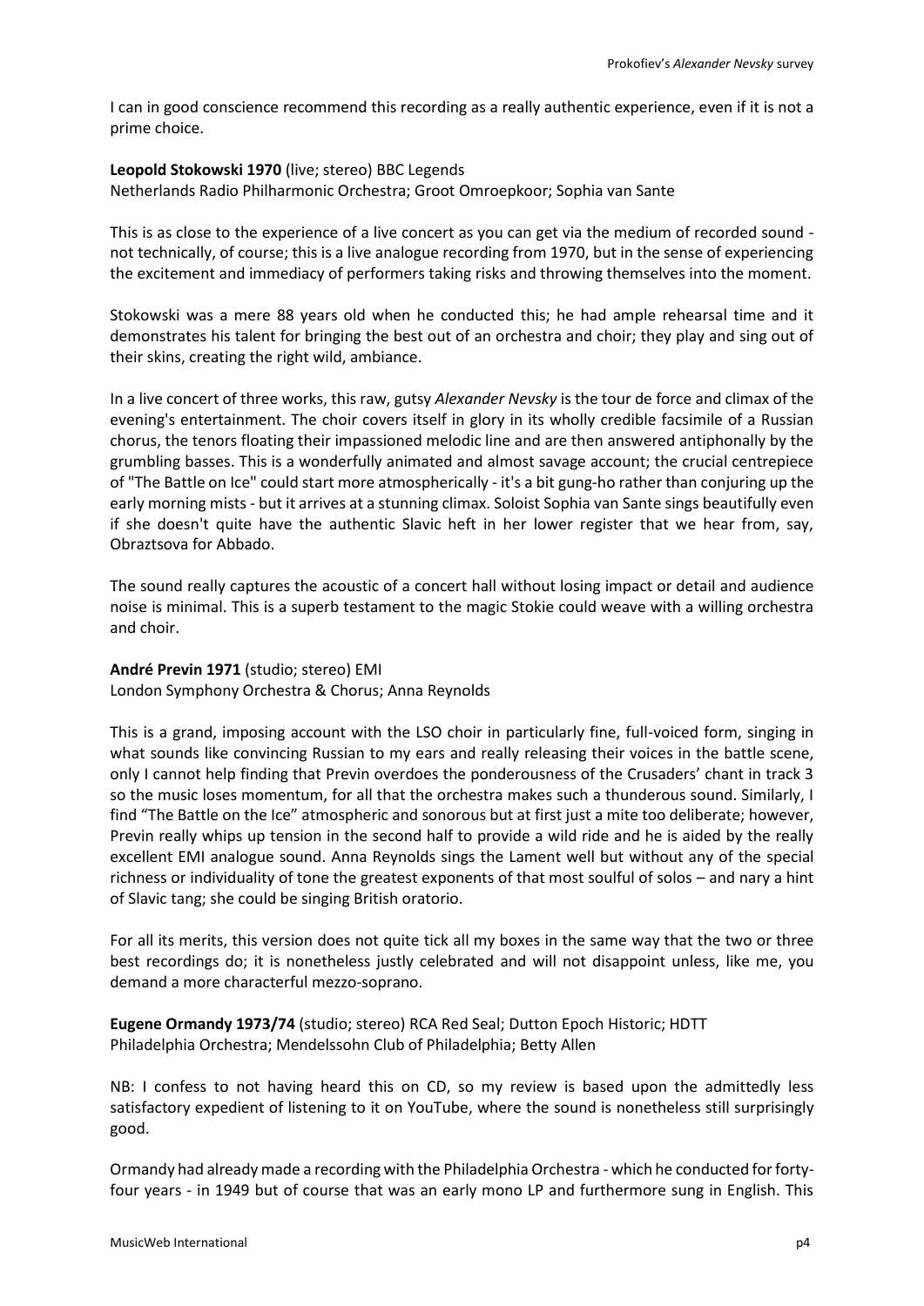I can in good conscience recommend this recording as a really authentic experience, even if it is not a prime choice.

**Leopold Stokowski 1970** (live; stereo) BBC Legends
Netherlands Radio Philharmonic Orchestra; Groot Omroepkoor; Sophia van Sante

This is as close to the experience of a live concert as you can get via the medium of recorded sound - not technically, of course; this is a live analogue recording from 1970, but in the sense of experiencing the excitement and immediacy of performers taking risks and throwing themselves into the moment.

Stokowski was a mere 88 years old when he conducted this; he had ample rehearsal time and it demonstrates his talent for bringing the best out of an orchestra and choir; they play and sing out of their skins, creating the right wild, ambiance.

In a live concert of three works, this raw, gutsy *Alexander Nevsky* is the tour de force and climax of the evening's entertainment. The choir covers itself in glory in its wholly credible facsimile of a Russian chorus, the tenors floating their impassioned melodic line and are then answered antiphonally by the grumbling basses. This is a wonderfully animated and almost savage account; the crucial centrepiece of "The Battle on Ice" could start more atmospherically - it's a bit gung-ho rather than conjuring up the early morning mists - but it arrives at a stunning climax. Soloist Sophia van Sante sings beautifully even if she doesn't quite have the authentic Slavic heft in her lower register that we hear from, say, Obraztsova for Abbado.

The sound really captures the acoustic of a concert hall without losing impact or detail and audience noise is minimal. This is a superb testament to the magic Stokie could weave with a willing orchestra and choir.

**André Previn 1971** (studio; stereo) EMI
London Symphony Orchestra & Chorus; Anna Reynolds

This is a grand, imposing account with the LSO choir in particularly fine, full-voiced form, singing in what sounds like convincing Russian to my ears and really releasing their voices in the battle scene, only I cannot help finding that Previn overdoes the ponderousness of the Crusaders' chant in track 3 so the music loses momentum, for all that the orchestra makes such a thunderous sound. Similarly, I find "The Battle on the Ice" atmospheric and sonorous but at first just a mite too deliberate; however, Previn really whips up tension in the second half to provide a wild ride and he is aided by the really excellent EMI analogue sound. Anna Reynolds sings the Lament well but without any of the special richness or individuality of tone the greatest exponents of that most soulful of solos – and nary a hint of Slavic tang; she could be singing British oratorio.

For all its merits, this version does not quite tick all my boxes in the same way that the two or three best recordings do; it is nonetheless justly celebrated and will not disappoint unless, like me, you demand a more characterful mezzo-soprano.

**Eugene Ormandy 1973/74** (studio; stereo) RCA Red Seal; Dutton Epoch Historic; HDTT
Philadelphia Orchestra; Mendelssohn Club of Philadelphia; Betty Allen

NB: I confess to not having heard this on CD, so my review is based upon the admittedly less satisfactory expedient of listening to it on YouTube, where the sound is nonetheless still surprisingly good.

Ormandy had already made a recording with the Philadelphia Orchestra - which he conducted for forty-four years - in 1949 but of course that was an early mono LP and furthermore sung in English. This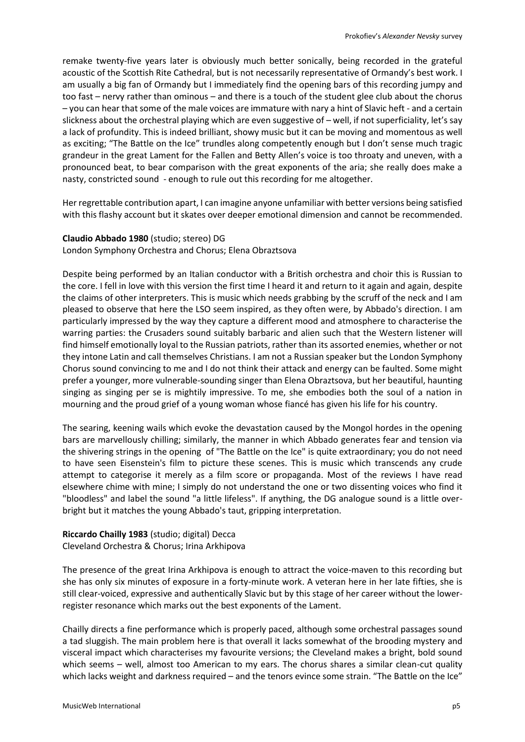remake twenty-five years later is obviously much better sonically, being recorded in the grateful acoustic of the Scottish Rite Cathedral, but is not necessarily representative of Ormandy's best work. I am usually a big fan of Ormandy but I immediately find the opening bars of this recording jumpy and too fast – nervy rather than ominous – and there is a touch of the student glee club about the chorus – you can hear that some of the male voices are immature with nary a hint of Slavic heft - and a certain slickness about the orchestral playing which are even suggestive of – well, if not superficiality, let's say a lack of profundity. This is indeed brilliant, showy music but it can be moving and momentous as well as exciting; "The Battle on the Ice" trundles along competently enough but I don't sense much tragic grandeur in the great Lament for the Fallen and Betty Allen's voice is too throaty and uneven, with a pronounced beat, to bear comparison with the great exponents of the aria; she really does make a nasty, constricted sound - enough to rule out this recording for me altogether.

Her regrettable contribution apart, I can imagine anyone unfamiliar with better versions being satisfied with this flashy account but it skates over deeper emotional dimension and cannot be recommended.

**Claudio Abbado 1980** (studio; stereo) DG
London Symphony Orchestra and Chorus; Elena Obraztsova

Despite being performed by an Italian conductor with a British orchestra and choir this is Russian to the core. I fell in love with this version the first time I heard it and return to it again and again, despite the claims of other interpreters. This is music which needs grabbing by the scruff of the neck and I am pleased to observe that here the LSO seem inspired, as they often were, by Abbado's direction. I am particularly impressed by the way they capture a different mood and atmosphere to characterise the warring parties: the Crusaders sound suitably barbaric and alien such that the Western listener will find himself emotionally loyal to the Russian patriots, rather than its assorted enemies, whether or not they intone Latin and call themselves Christians. I am not a Russian speaker but the London Symphony Chorus sound convincing to me and I do not think their attack and energy can be faulted. Some might prefer a younger, more vulnerable-sounding singer than Elena Obraztsova, but her beautiful, haunting singing as singing per se is mightily impressive. To me, she embodies both the soul of a nation in mourning and the proud grief of a young woman whose fiancé has given his life for his country.

The searing, keening wails which evoke the devastation caused by the Mongol hordes in the opening bars are marvellously chilling; similarly, the manner in which Abbado generates fear and tension via the shivering strings in the opening of "The Battle on the Ice" is quite extraordinary; you do not need to have seen Eisenstein's film to picture these scenes. This is music which transcends any crude attempt to categorise it merely as a film score or propaganda. Most of the reviews I have read elsewhere chime with mine; I simply do not understand the one or two dissenting voices who find it "bloodless" and label the sound "a little lifeless". If anything, the DG analogue sound is a little over-bright but it matches the young Abbado's taut, gripping interpretation.

**Riccardo Chailly 1983** (studio; digital) Decca
Cleveland Orchestra & Chorus; Irina Arkhipova

The presence of the great Irina Arkhipova is enough to attract the voice-maven to this recording but she has only six minutes of exposure in a forty-minute work. A veteran here in her late fifties, she is still clear-voiced, expressive and authentically Slavic but by this stage of her career without the lower-register resonance which marks out the best exponents of the Lament.

Chailly directs a fine performance which is properly paced, although some orchestral passages sound a tad sluggish. The main problem here is that overall it lacks somewhat of the brooding mystery and visceral impact which characterises my favourite versions; the Cleveland makes a bright, bold sound which seems – well, almost too American to my ears. The chorus shares a similar clean-cut quality which lacks weight and darkness required – and the tenors evince some strain. "The Battle on the Ice"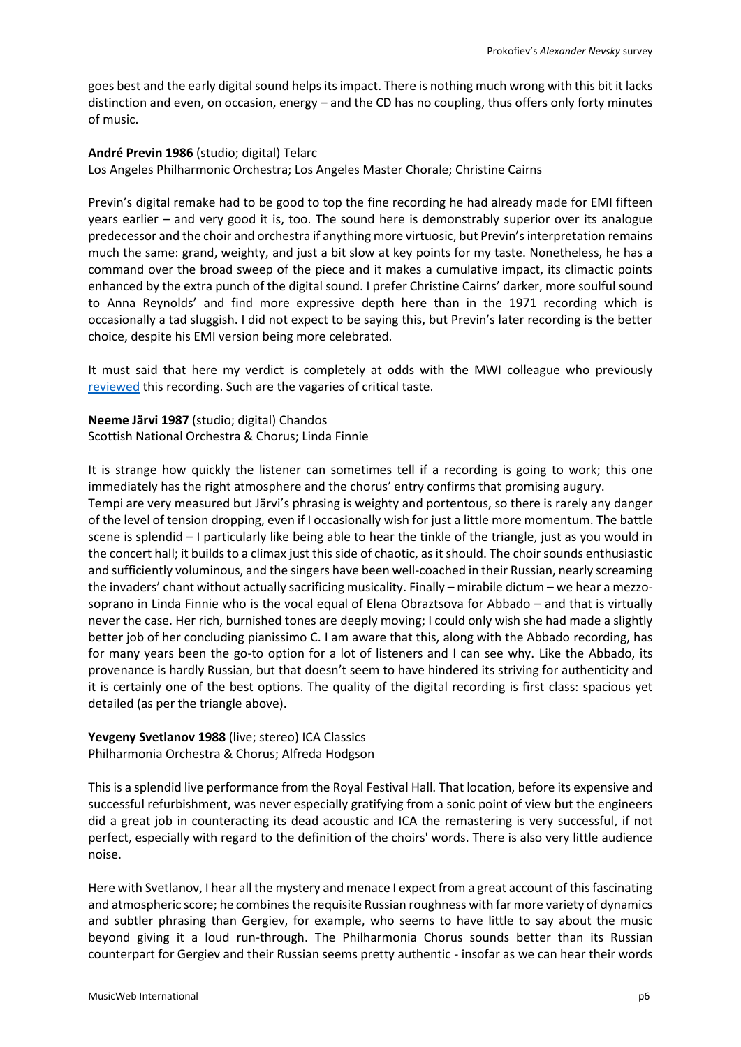goes best and the early digital sound helps its impact. There is nothing much wrong with this bit it lacks distinction and even, on occasion, energy – and the CD has no coupling, thus offers only forty minutes of music.

**André Previn 1986** (studio; digital) Telarc
Los Angeles Philharmonic Orchestra; Los Angeles Master Chorale; Christine Cairns

Previn's digital remake had to be good to top the fine recording he had already made for EMI fifteen years earlier – and very good it is, too. The sound here is demonstrably superior over its analogue predecessor and the choir and orchestra if anything more virtuosic, but Previn's interpretation remains much the same: grand, weighty, and just a bit slow at key points for my taste. Nonetheless, he has a command over the broad sweep of the piece and it makes a cumulative impact, its climactic points enhanced by the extra punch of the digital sound. I prefer Christine Cairns' darker, more soulful sound to Anna Reynolds' and find more expressive depth here than in the 1971 recording which is occasionally a tad sluggish. I did not expect to be saying this, but Previn's later recording is the better choice, despite his EMI version being more celebrated.

It must said that here my verdict is completely at odds with the MWI colleague who previously [reviewed] this recording. Such are the vagaries of critical taste.

**Neeme Järvi 1987** (studio; digital) Chandos
Scottish National Orchestra & Chorus; Linda Finnie

It is strange how quickly the listener can sometimes tell if a recording is going to work; this one immediately has the right atmosphere and the chorus' entry confirms that promising augury.
Tempi are very measured but Järvi's phrasing is weighty and portentous, so there is rarely any danger of the level of tension dropping, even if I occasionally wish for just a little more momentum. The battle scene is splendid – I particularly like being able to hear the tinkle of the triangle, just as you would in the concert hall; it builds to a climax just this side of chaotic, as it should. The choir sounds enthusiastic and sufficiently voluminous, and the singers have been well-coached in their Russian, nearly screaming the invaders' chant without actually sacrificing musicality. Finally – mirabile dictum – we hear a mezzo-soprano in Linda Finnie who is the vocal equal of Elena Obraztsova for Abbado – and that is virtually never the case. Her rich, burnished tones are deeply moving; I could only wish she had made a slightly better job of her concluding pianissimo C. I am aware that this, along with the Abbado recording, has for many years been the go-to option for a lot of listeners and I can see why. Like the Abbado, its provenance is hardly Russian, but that doesn't seem to have hindered its striving for authenticity and it is certainly one of the best options. The quality of the digital recording is first class: spacious yet detailed (as per the triangle above).

**Yevgeny Svetlanov 1988** (live; stereo) ICA Classics
Philharmonia Orchestra & Chorus; Alfreda Hodgson

This is a splendid live performance from the Royal Festival Hall. That location, before its expensive and successful refurbishment, was never especially gratifying from a sonic point of view but the engineers did a great job in counteracting its dead acoustic and ICA the remastering is very successful, if not perfect, especially with regard to the definition of the choirs' words. There is also very little audience noise.

Here with Svetlanov, I hear all the mystery and menace I expect from a great account of this fascinating and atmospheric score; he combines the requisite Russian roughness with far more variety of dynamics and subtler phrasing than Gergiev, for example, who seems to have little to say about the music beyond giving it a loud run-through. The Philharmonia Chorus sounds better than its Russian counterpart for Gergiev and their Russian seems pretty authentic - insofar as we can hear their words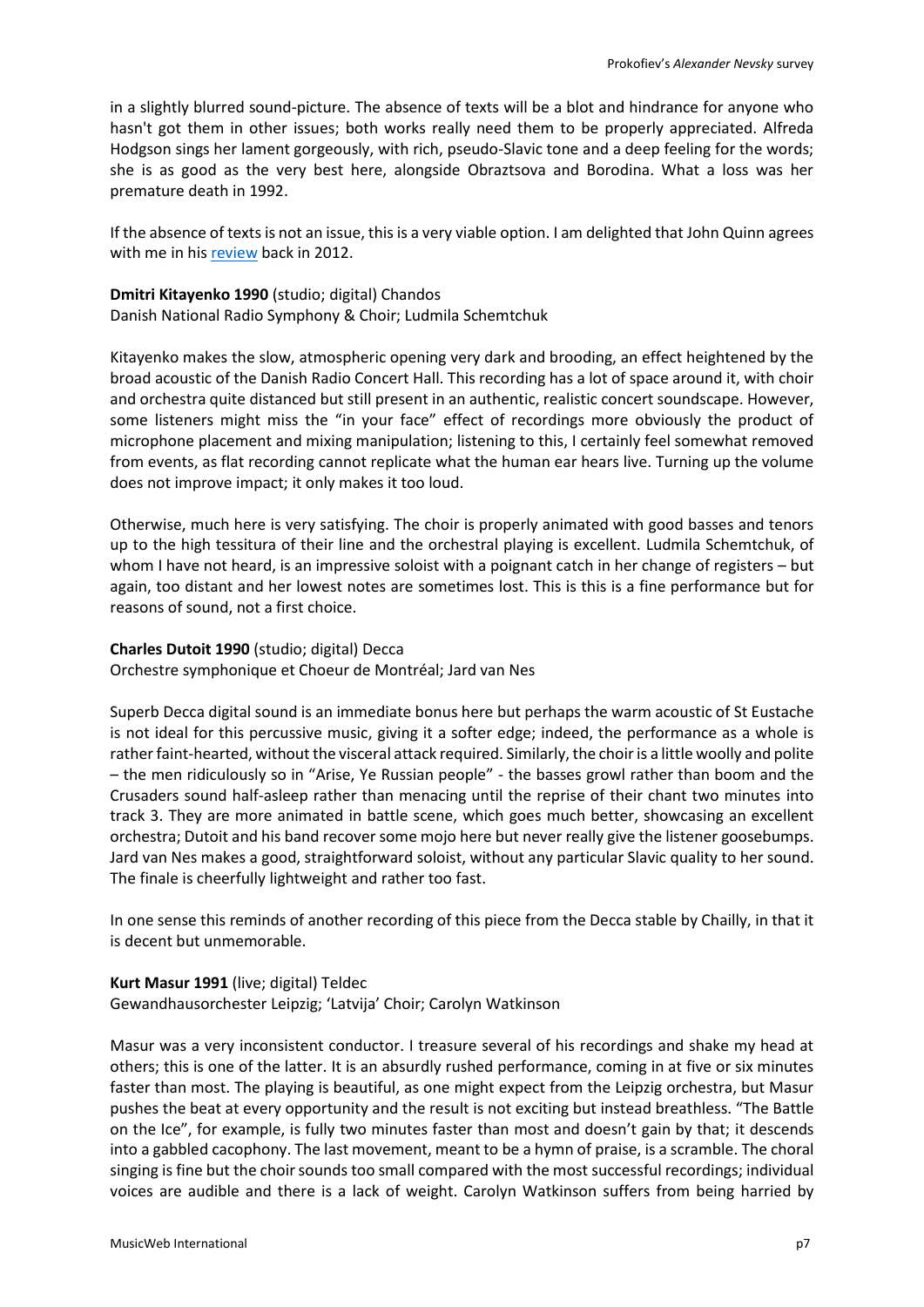in a slightly blurred sound-picture. The absence of texts will be a blot and hindrance for anyone who hasn't got them in other issues; both works really need them to be properly appreciated. Alfreda Hodgson sings her lament gorgeously, with rich, pseudo-Slavic tone and a deep feeling for the words; she is as good as the very best here, alongside Obraztsova and Borodina. What a loss was her premature death in 1992.

If the absence of texts is not an issue, this is a very viable option. I am delighted that John Quinn agrees with me in his review back in 2012.

**Dmitri Kitayenko 1990** (studio; digital) Chandos
Danish National Radio Symphony & Choir; Ludmila Schemtchuk

Kitayenko makes the slow, atmospheric opening very dark and brooding, an effect heightened by the broad acoustic of the Danish Radio Concert Hall. This recording has a lot of space around it, with choir and orchestra quite distanced but still present in an authentic, realistic concert soundscape. However, some listeners might miss the "in your face" effect of recordings more obviously the product of microphone placement and mixing manipulation; listening to this, I certainly feel somewhat removed from events, as flat recording cannot replicate what the human ear hears live. Turning up the volume does not improve impact; it only makes it too loud.

Otherwise, much here is very satisfying. The choir is properly animated with good basses and tenors up to the high tessitura of their line and the orchestral playing is excellent. Ludmila Schemtchuk, of whom I have not heard, is an impressive soloist with a poignant catch in her change of registers – but again, too distant and her lowest notes are sometimes lost. This is this is a fine performance but for reasons of sound, not a first choice.

**Charles Dutoit 1990** (studio; digital) Decca
Orchestre symphonique et Choeur de Montréal; Jard van Nes

Superb Decca digital sound is an immediate bonus here but perhaps the warm acoustic of St Eustache is not ideal for this percussive music, giving it a softer edge; indeed, the performance as a whole is rather faint-hearted, without the visceral attack required. Similarly, the choir is a little woolly and polite – the men ridiculously so in "Arise, Ye Russian people" - the basses growl rather than boom and the Crusaders sound half-asleep rather than menacing until the reprise of their chant two minutes into track 3. They are more animated in battle scene, which goes much better, showcasing an excellent orchestra; Dutoit and his band recover some mojo here but never really give the listener goosebumps. Jard van Nes makes a good, straightforward soloist, without any particular Slavic quality to her sound. The finale is cheerfully lightweight and rather too fast.

In one sense this reminds of another recording of this piece from the Decca stable by Chailly, in that it is decent but unmemorable.

**Kurt Masur 1991** (live; digital) Teldec
Gewandhausorchester Leipzig; 'Latvija' Choir; Carolyn Watkinson

Masur was a very inconsistent conductor. I treasure several of his recordings and shake my head at others; this is one of the latter. It is an absurdly rushed performance, coming in at five or six minutes faster than most. The playing is beautiful, as one might expect from the Leipzig orchestra, but Masur pushes the beat at every opportunity and the result is not exciting but instead breathless. "The Battle on the Ice", for example, is fully two minutes faster than most and doesn't gain by that; it descends into a gabbled cacophony. The last movement, meant to be a hymn of praise, is a scramble. The choral singing is fine but the choir sounds too small compared with the most successful recordings; individual voices are audible and there is a lack of weight. Carolyn Watkinson suffers from being harried by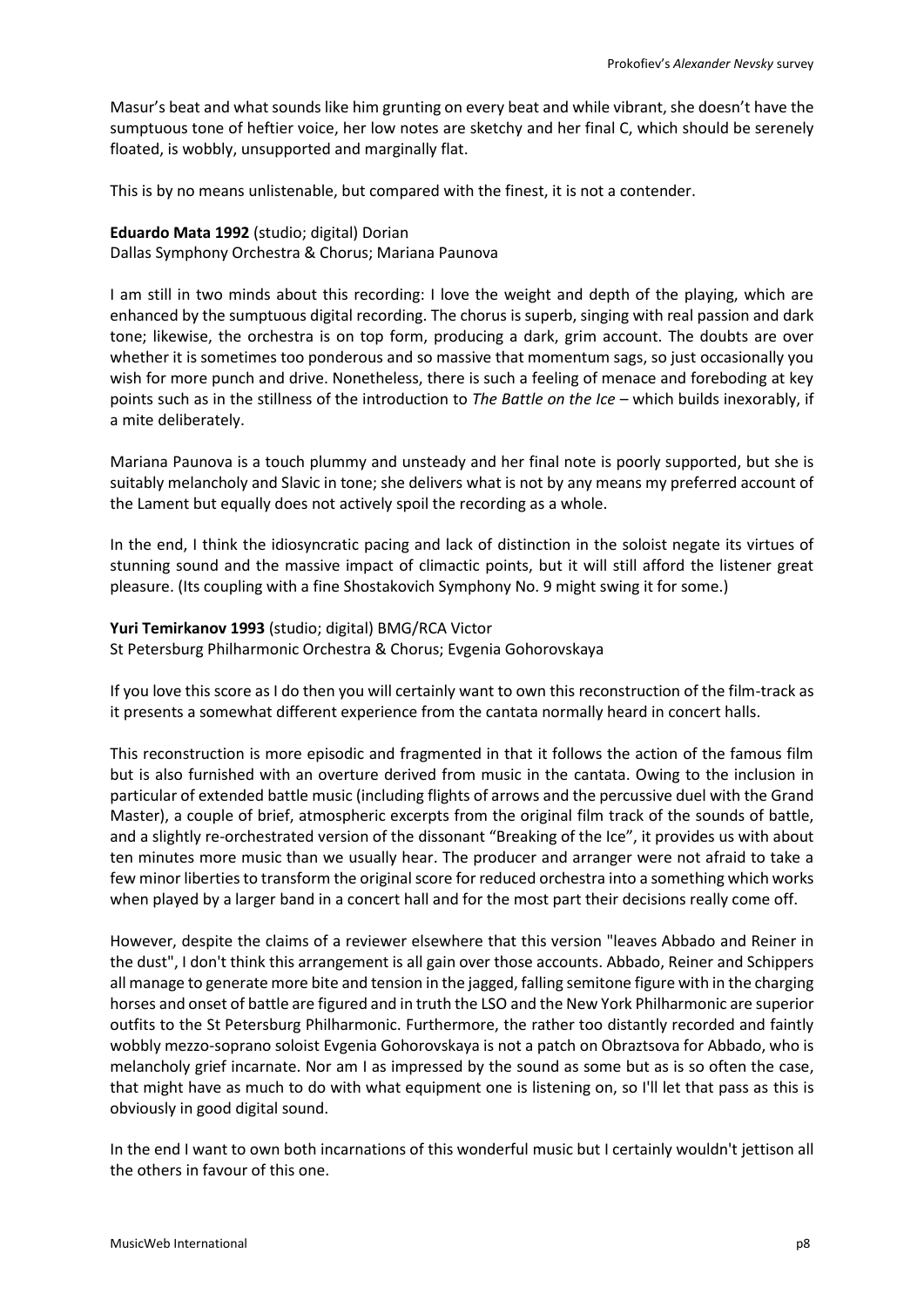Masur's beat and what sounds like him grunting on every beat and while vibrant, she doesn't have the sumptuous tone of heftier voice, her low notes are sketchy and her final C, which should be serenely floated, is wobbly, unsupported and marginally flat.

This is by no means unlistenable, but compared with the finest, it is not a contender.

**Eduardo Mata 1992** (studio; digital) Dorian
Dallas Symphony Orchestra & Chorus; Mariana Paunova

I am still in two minds about this recording: I love the weight and depth of the playing, which are enhanced by the sumptuous digital recording. The chorus is superb, singing with real passion and dark tone; likewise, the orchestra is on top form, producing a dark, grim account. The doubts are over whether it is sometimes too ponderous and so massive that momentum sags, so just occasionally you wish for more punch and drive. Nonetheless, there is such a feeling of menace and foreboding at key points such as in the stillness of the introduction to *The Battle on the Ice* – which builds inexorably, if a mite deliberately.

Mariana Paunova is a touch plummy and unsteady and her final note is poorly supported, but she is suitably melancholy and Slavic in tone; she delivers what is not by any means my preferred account of the Lament but equally does not actively spoil the recording as a whole.

In the end, I think the idiosyncratic pacing and lack of distinction in the soloist negate its virtues of stunning sound and the massive impact of climactic points, but it will still afford the listener great pleasure. (Its coupling with a fine Shostakovich Symphony No. 9 might swing it for some.)

**Yuri Temirkanov 1993** (studio; digital) BMG/RCA Victor
St Petersburg Philharmonic Orchestra & Chorus; Evgenia Gohorovskaya

If you love this score as I do then you will certainly want to own this reconstruction of the film-track as it presents a somewhat different experience from the cantata normally heard in concert halls.

This reconstruction is more episodic and fragmented in that it follows the action of the famous film but is also furnished with an overture derived from music in the cantata. Owing to the inclusion in particular of extended battle music (including flights of arrows and the percussive duel with the Grand Master), a couple of brief, atmospheric excerpts from the original film track of the sounds of battle, and a slightly re-orchestrated version of the dissonant "Breaking of the Ice", it provides us with about ten minutes more music than we usually hear. The producer and arranger were not afraid to take a few minor liberties to transform the original score for reduced orchestra into a something which works when played by a larger band in a concert hall and for the most part their decisions really come off.

However, despite the claims of a reviewer elsewhere that this version "leaves Abbado and Reiner in the dust", I don't think this arrangement is all gain over those accounts. Abbado, Reiner and Schippers all manage to generate more bite and tension in the jagged, falling semitone figure with in the charging horses and onset of battle are figured and in truth the LSO and the New York Philharmonic are superior outfits to the St Petersburg Philharmonic. Furthermore, the rather too distantly recorded and faintly wobbly mezzo-soprano soloist Evgenia Gohorovskaya is not a patch on Obraztsova for Abbado, who is melancholy grief incarnate. Nor am I as impressed by the sound as some but as is so often the case, that might have as much to do with what equipment one is listening on, so I'll let that pass as this is obviously in good digital sound.

In the end I want to own both incarnations of this wonderful music but I certainly wouldn't jettison all the others in favour of this one.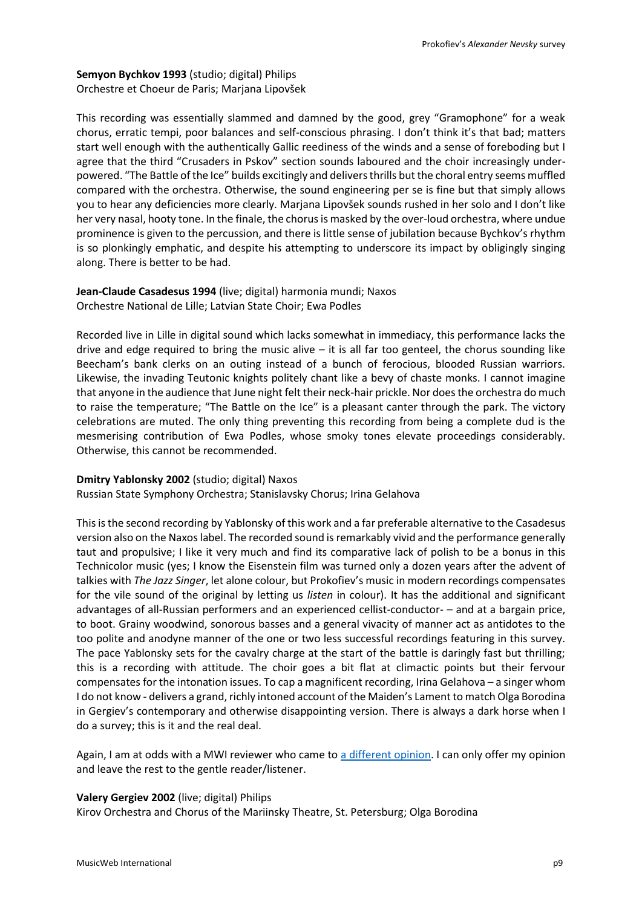**Semyon Bychkov 1993** (studio; digital) Philips
Orchestre et Choeur de Paris; Marjana Lipovšek

This recording was essentially slammed and damned by the good, grey "Gramophone" for a weak chorus, erratic tempi, poor balances and self-conscious phrasing. I don't think it's that bad; matters start well enough with the authentically Gallic reediness of the winds and a sense of foreboding but I agree that the third "Crusaders in Pskov" section sounds laboured and the choir increasingly under-powered. "The Battle of the Ice" builds excitingly and delivers thrills but the choral entry seems muffled compared with the orchestra. Otherwise, the sound engineering per se is fine but that simply allows you to hear any deficiencies more clearly. Marjana Lipovšek sounds rushed in her solo and I don't like her very nasal, hooty tone. In the finale, the chorus is masked by the over-loud orchestra, where undue prominence is given to the percussion, and there is little sense of jubilation because Bychkov's rhythm is so plonkingly emphatic, and despite his attempting to underscore its impact by obligingly singing along. There is better to be had.

**Jean-Claude Casadesus 1994** (live; digital) harmonia mundi; Naxos
Orchestre National de Lille; Latvian State Choir; Ewa Podles

Recorded live in Lille in digital sound which lacks somewhat in immediacy, this performance lacks the drive and edge required to bring the music alive – it is all far too genteel, the chorus sounding like Beecham's bank clerks on an outing instead of a bunch of ferocious, blooded Russian warriors. Likewise, the invading Teutonic knights politely chant like a bevy of chaste monks. I cannot imagine that anyone in the audience that June night felt their neck-hair prickle. Nor does the orchestra do much to raise the temperature; "The Battle on the Ice" is a pleasant canter through the park. The victory celebrations are muted. The only thing preventing this recording from being a complete dud is the mesmerising contribution of Ewa Podles, whose smoky tones elevate proceedings considerably. Otherwise, this cannot be recommended.

**Dmitry Yablonsky 2002** (studio; digital) Naxos
Russian State Symphony Orchestra; Stanislavsky Chorus; Irina Gelahova

This is the second recording by Yablonsky of this work and a far preferable alternative to the Casadesus version also on the Naxos label. The recorded sound is remarkably vivid and the performance generally taut and propulsive; I like it very much and find its comparative lack of polish to be a bonus in this Technicolor music (yes; I know the Eisenstein film was turned only a dozen years after the advent of talkies with *The Jazz Singer*, let alone colour, but Prokofiev's music in modern recordings compensates for the vile sound of the original by letting us *listen* in colour). It has the additional and significant advantages of all-Russian performers and an experienced cellist-conductor- – and at a bargain price, to boot. Grainy woodwind, sonorous basses and a general vivacity of manner act as antidotes to the too polite and anodyne manner of the one or two less successful recordings featuring in this survey. The pace Yablonsky sets for the cavalry charge at the start of the battle is daringly fast but thrilling; this is a recording with attitude. The choir goes a bit flat at climactic points but their fervour compensates for the intonation issues. To cap a magnificent recording, Irina Gelahova – a singer whom I do not know - delivers a grand, richly intoned account of the Maiden's Lament to match Olga Borodina in Gergiev's contemporary and otherwise disappointing version. There is always a dark horse when I do a survey; this is it and the real deal.

Again, I am at odds with a MWI reviewer who came to a different opinion. I can only offer my opinion and leave the rest to the gentle reader/listener.

**Valery Gergiev 2002** (live; digital) Philips
Kirov Orchestra and Chorus of the Mariinsky Theatre, St. Petersburg; Olga Borodina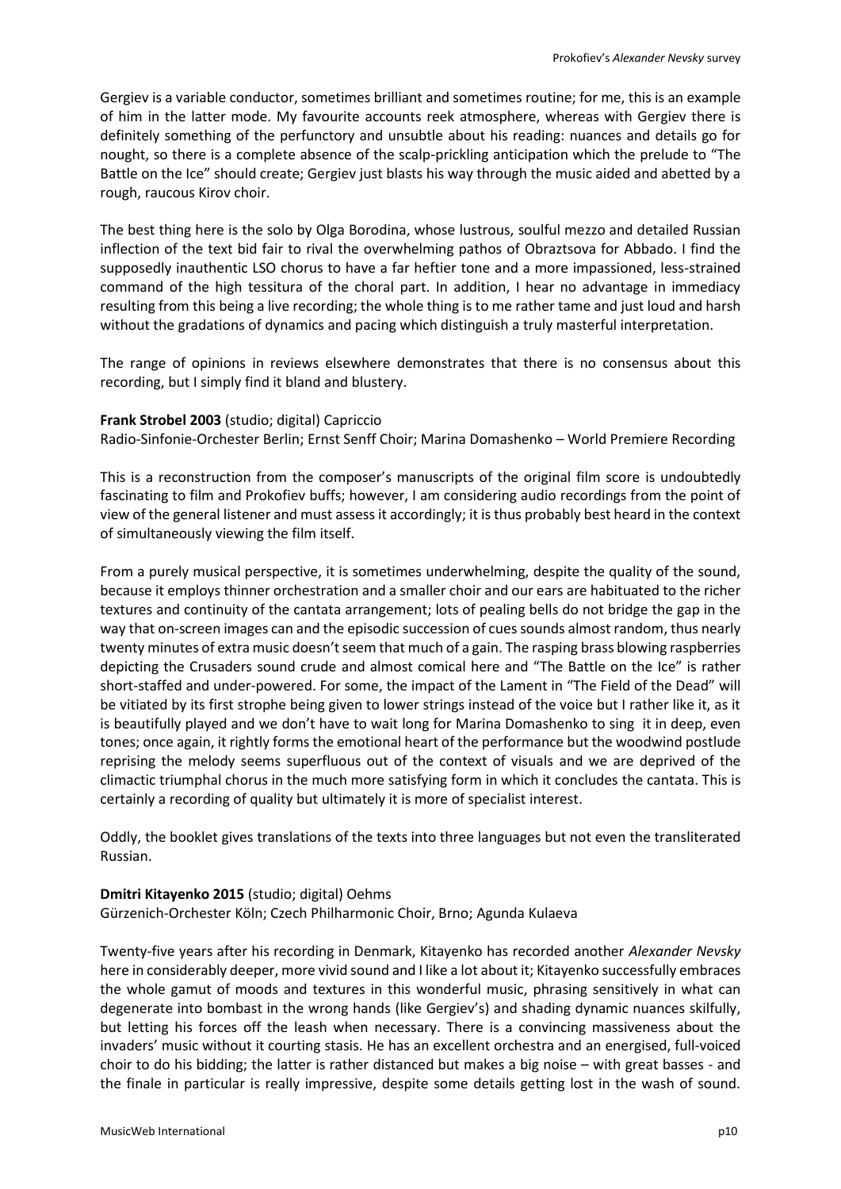Gergiev is a variable conductor, sometimes brilliant and sometimes routine; for me, this is an example of him in the latter mode. My favourite accounts reek atmosphere, whereas with Gergiev there is definitely something of the perfunctory and unsubtle about his reading: nuances and details go for nought, so there is a complete absence of the scalp-prickling anticipation which the prelude to "The Battle on the Ice" should create; Gergiev just blasts his way through the music aided and abetted by a rough, raucous Kirov choir.

The best thing here is the solo by Olga Borodina, whose lustrous, soulful mezzo and detailed Russian inflection of the text bid fair to rival the overwhelming pathos of Obraztsova for Abbado. I find the supposedly inauthentic LSO chorus to have a far heftier tone and a more impassioned, less-strained command of the high tessitura of the choral part. In addition, I hear no advantage in immediacy resulting from this being a live recording; the whole thing is to me rather tame and just loud and harsh without the gradations of dynamics and pacing which distinguish a truly masterful interpretation.

The range of opinions in reviews elsewhere demonstrates that there is no consensus about this recording, but I simply find it bland and blustery.

**Frank Strobel 2003** (studio; digital) Capriccio
Radio-Sinfonie-Orchester Berlin; Ernst Senff Choir; Marina Domashenko – World Premiere Recording

This is a reconstruction from the composer's manuscripts of the original film score is undoubtedly fascinating to film and Prokofiev buffs; however, I am considering audio recordings from the point of view of the general listener and must assess it accordingly; it is thus probably best heard in the context of simultaneously viewing the film itself.

From a purely musical perspective, it is sometimes underwhelming, despite the quality of the sound, because it employs thinner orchestration and a smaller choir and our ears are habituated to the richer textures and continuity of the cantata arrangement; lots of pealing bells do not bridge the gap in the way that on-screen images can and the episodic succession of cues sounds almost random, thus nearly twenty minutes of extra music doesn't seem that much of a gain. The rasping brass blowing raspberries depicting the Crusaders sound crude and almost comical here and "The Battle on the Ice" is rather short-staffed and under-powered. For some, the impact of the Lament in "The Field of the Dead" will be vitiated by its first strophe being given to lower strings instead of the voice but I rather like it, as it is beautifully played and we don't have to wait long for Marina Domashenko to sing it in deep, even tones; once again, it rightly forms the emotional heart of the performance but the woodwind postlude reprising the melody seems superfluous out of the context of visuals and we are deprived of the climactic triumphal chorus in the much more satisfying form in which it concludes the cantata. This is certainly a recording of quality but ultimately it is more of specialist interest.

Oddly, the booklet gives translations of the texts into three languages but not even the transliterated Russian.

**Dmitri Kitayenko 2015** (studio; digital) Oehms
Gürzenich-Orchester Köln; Czech Philharmonic Choir, Brno; Agunda Kulaeva

Twenty-five years after his recording in Denmark, Kitayenko has recorded another *Alexander Nevsky* here in considerably deeper, more vivid sound and I like a lot about it; Kitayenko successfully embraces the whole gamut of moods and textures in this wonderful music, phrasing sensitively in what can degenerate into bombast in the wrong hands (like Gergiev's) and shading dynamic nuances skilfully, but letting his forces off the leash when necessary. There is a convincing massiveness about the invaders' music without it courting stasis. He has an excellent orchestra and an energised, full-voiced choir to do his bidding; the latter is rather distanced but makes a big noise – with great basses - and the finale in particular is really impressive, despite some details getting lost in the wash of sound.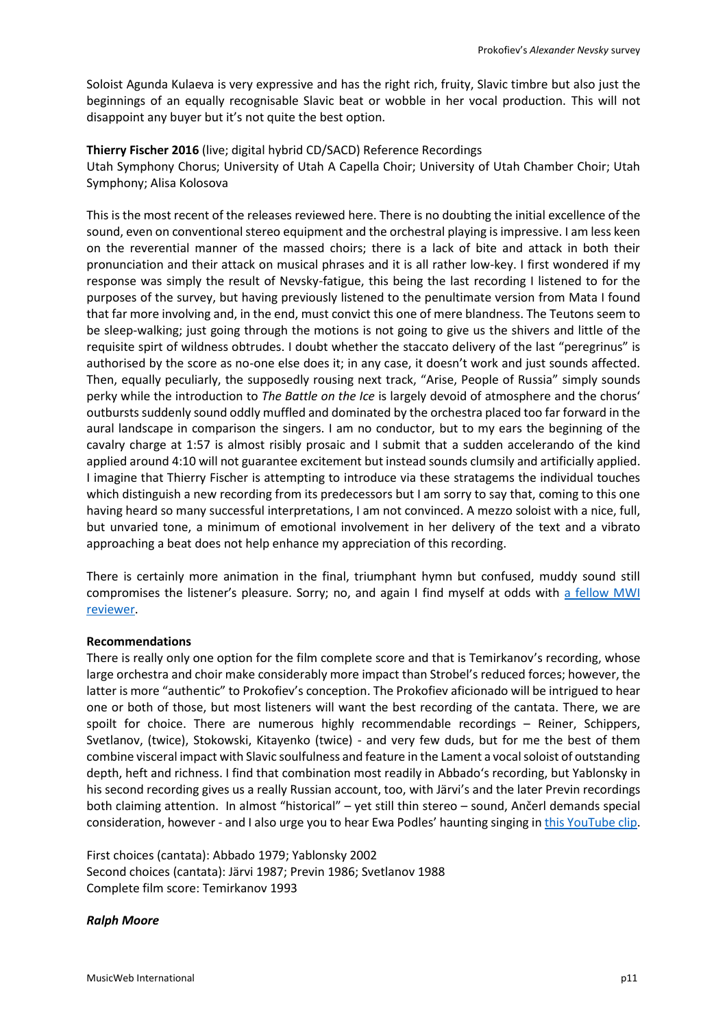Soloist Agunda Kulaeva is very expressive and has the right rich, fruity, Slavic timbre but also just the beginnings of an equally recognisable Slavic beat or wobble in her vocal production. This will not disappoint any buyer but it's not quite the best option.

**Thierry Fischer 2016** (live; digital hybrid CD/SACD) Reference Recordings
Utah Symphony Chorus; University of Utah A Capella Choir; University of Utah Chamber Choir; Utah Symphony; Alisa Kolosova

This is the most recent of the releases reviewed here. There is no doubting the initial excellence of the sound, even on conventional stereo equipment and the orchestral playing is impressive. I am less keen on the reverential manner of the massed choirs; there is a lack of bite and attack in both their pronunciation and their attack on musical phrases and it is all rather low-key. I first wondered if my response was simply the result of Nevsky-fatigue, this being the last recording I listened to for the purposes of the survey, but having previously listened to the penultimate version from Mata I found that far more involving and, in the end, must convict this one of mere blandness. The Teutons seem to be sleep-walking; just going through the motions is not going to give us the shivers and little of the requisite spirt of wildness obtrudes. I doubt whether the staccato delivery of the last "peregrinus" is authorised by the score as no-one else does it; in any case, it doesn't work and just sounds affected. Then, equally peculiarly, the supposedly rousing next track, "Arise, People of Russia" simply sounds perky while the introduction to *The Battle on the Ice* is largely devoid of atmosphere and the chorus' outbursts suddenly sound oddly muffled and dominated by the orchestra placed too far forward in the aural landscape in comparison the singers. I am no conductor, but to my ears the beginning of the cavalry charge at 1:57 is almost risibly prosaic and I submit that a sudden accelerando of the kind applied around 4:10 will not guarantee excitement but instead sounds clumsily and artificially applied. I imagine that Thierry Fischer is attempting to introduce via these stratagems the individual touches which distinguish a new recording from its predecessors but I am sorry to say that, coming to this one having heard so many successful interpretations, I am not convinced. A mezzo soloist with a nice, full, but unvaried tone, a minimum of emotional involvement in her delivery of the text and a vibrato approaching a beat does not help enhance my appreciation of this recording.

There is certainly more animation in the final, triumphant hymn but confused, muddy sound still compromises the listener's pleasure. Sorry; no, and again I find myself at odds with [a fellow MWI reviewer](#).

**Recommendations**

There is really only one option for the film complete score and that is Temirkanov's recording, whose large orchestra and choir make considerably more impact than Strobel's reduced forces; however, the latter is more "authentic" to Prokofiev's conception. The Prokofiev aficionado will be intrigued to hear one or both of those, but most listeners will want the best recording of the cantata. There, we are spoilt for choice. There are numerous highly recommendable recordings – Reiner, Schippers, Svetlanov, (twice), Stokowski, Kitayenko (twice) - and very few duds, but for me the best of them combine visceral impact with Slavic soulfulness and feature in the Lament a vocal soloist of outstanding depth, heft and richness. I find that combination most readily in Abbado's recording, but Yablonsky in his second recording gives us a really Russian account, too, with Järvi's and the later Previn recordings both claiming attention. In almost "historical" – yet still thin stereo – sound, Ančerl demands special consideration, however - and I also urge you to hear Ewa Podles' haunting singing in [this YouTube clip](#).

First choices (cantata): Abbado 1979; Yablonsky 2002
Second choices (cantata): Järvi 1987; Previn 1986; Svetlanov 1988
Complete film score: Temirkanov 1993

***Ralph Moore***